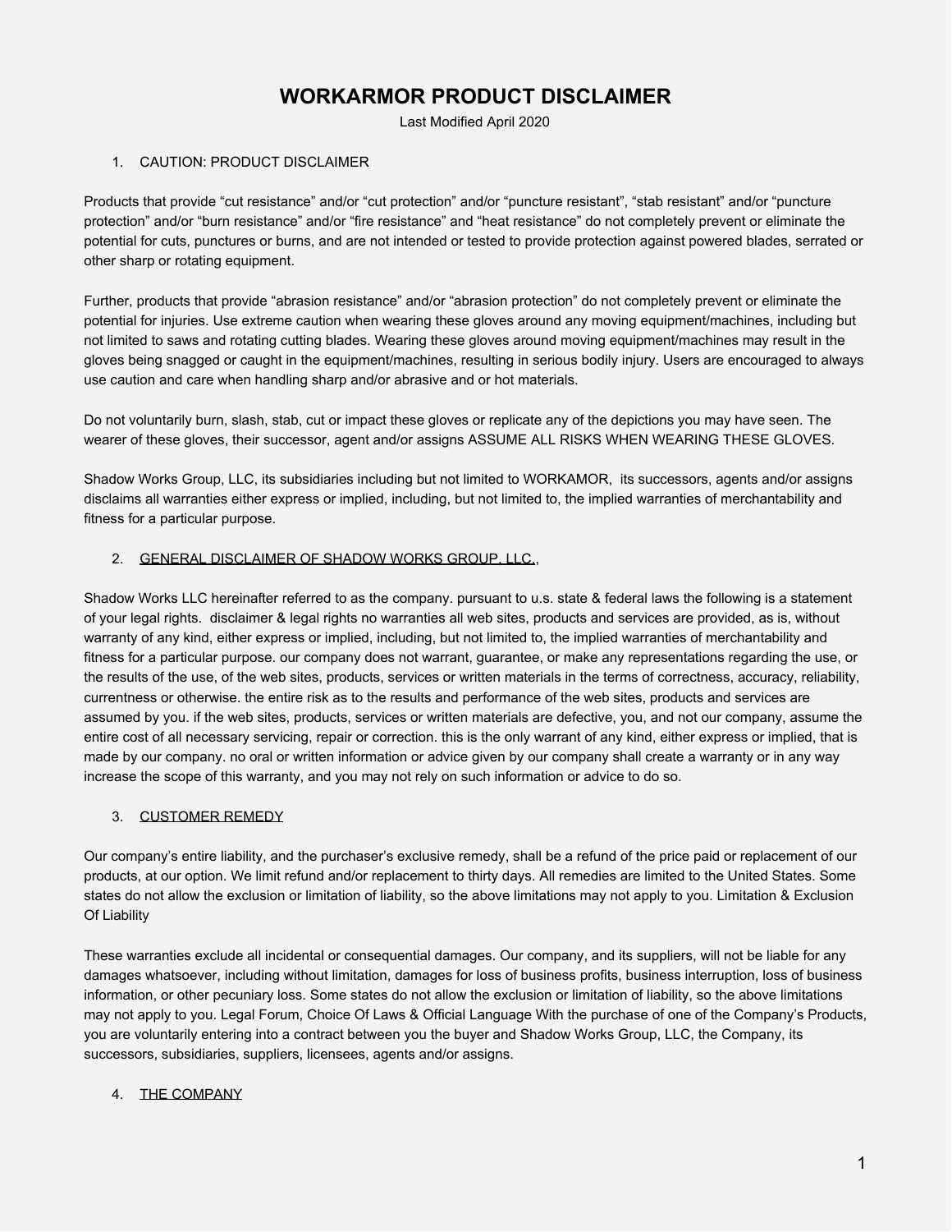# WORKARMOR PRODUCT DISCLAIMER

Last Modified April 2020

1. CAUTION: PRODUCT DISCLAIMER

Products that provide “cut resistance” and/or “cut protection” and/or “puncture resistant”, “stab resistant” and/or “puncture protection” and/or “burn resistance” and/or “fire resistance” and “heat resistance” do not completely prevent or eliminate the potential for cuts, punctures or burns, and are not intended or tested to provide protection against powered blades, serrated or other sharp or rotating equipment.

Further, products that provide “abrasion resistance” and/or “abrasion protection” do not completely prevent or eliminate the potential for injuries. Use extreme caution when wearing these gloves around any moving equipment/machines, including but not limited to saws and rotating cutting blades. Wearing these gloves around moving equipment/machines may result in the gloves being snagged or caught in the equipment/machines, resulting in serious bodily injury. Users are encouraged to always use caution and care when handling sharp and/or abrasive and or hot materials.

Do not voluntarily burn, slash, stab, cut or impact these gloves or replicate any of the depictions you may have seen. The wearer of these gloves, their successor, agent and/or assigns ASSUME ALL RISKS WHEN WEARING THESE GLOVES.

Shadow Works Group, LLC, its subsidiaries including but not limited to WORKAMOR, its successors, agents and/or assigns disclaims all warranties either express or implied, including, but not limited to, the implied warranties of merchantability and fitness for a particular purpose.

2. GENERAL DISCLAIMER OF SHADOW WORKS GROUP, LLC.,

Shadow Works LLC hereinafter referred to as the company. pursuant to u.s. state & federal laws the following is a statement of your legal rights. disclaimer & legal rights no warranties all web sites, products and services are provided, as is, without warranty of any kind, either express or implied, including, but not limited to, the implied warranties of merchantability and fitness for a particular purpose. our company does not warrant, guarantee, or make any representations regarding the use, or the results of the use, of the web sites, products, services or written materials in the terms of correctness, accuracy, reliability, currentness or otherwise. the entire risk as to the results and performance of the web sites, products and services are assumed by you. if the web sites, products, services or written materials are defective, you, and not our company, assume the entire cost of all necessary servicing, repair or correction. this is the only warrant of any kind, either express or implied, that is made by our company. no oral or written information or advice given by our company shall create a warranty or in any way increase the scope of this warranty, and you may not rely on such information or advice to do so.

3. CUSTOMER REMEDY

Our company’s entire liability, and the purchaser’s exclusive remedy, shall be a refund of the price paid or replacement of our products, at our option. We limit refund and/or replacement to thirty days. All remedies are limited to the United States. Some states do not allow the exclusion or limitation of liability, so the above limitations may not apply to you. Limitation & Exclusion Of Liability

These warranties exclude all incidental or consequential damages. Our company, and its suppliers, will not be liable for any damages whatsoever, including without limitation, damages for loss of business profits, business interruption, loss of business information, or other pecuniary loss. Some states do not allow the exclusion or limitation of liability, so the above limitations may not apply to you. Legal Forum, Choice Of Laws & Official Language With the purchase of one of the Company’s Products, you are voluntarily entering into a contract between you the buyer and Shadow Works Group, LLC, the Company, its successors, subsidiaries, suppliers, licensees, agents and/or assigns.

4. THE COMPANY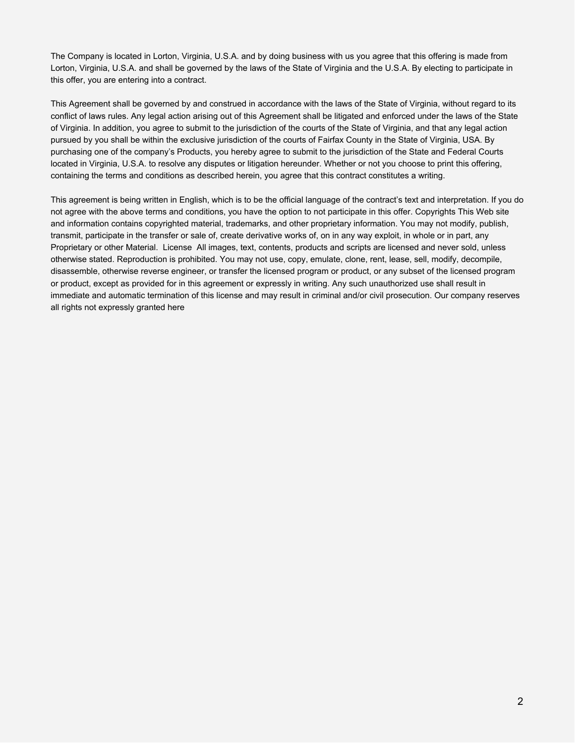The Company is located in Lorton, Virginia, U.S.A. and by doing business with us you agree that this offering is made from Lorton, Virginia, U.S.A. and shall be governed by the laws of the State of Virginia and the U.S.A. By electing to participate in this offer, you are entering into a contract.

This Agreement shall be governed by and construed in accordance with the laws of the State of Virginia, without regard to its conflict of laws rules. Any legal action arising out of this Agreement shall be litigated and enforced under the laws of the State of Virginia. In addition, you agree to submit to the jurisdiction of the courts of the State of Virginia, and that any legal action pursued by you shall be within the exclusive jurisdiction of the courts of Fairfax County in the State of Virginia, USA. By purchasing one of the company's Products, you hereby agree to submit to the jurisdiction of the State and Federal Courts located in Virginia, U.S.A. to resolve any disputes or litigation hereunder. Whether or not you choose to print this offering, containing the terms and conditions as described herein, you agree that this contract constitutes a writing.

This agreement is being written in English, which is to be the official language of the contract's text and interpretation. If you do not agree with the above terms and conditions, you have the option to not participate in this offer. Copyrights This Web site and information contains copyrighted material, trademarks, and other proprietary information. You may not modify, publish, transmit, participate in the transfer or sale of, create derivative works of, on in any way exploit, in whole or in part, any Proprietary or other Material. License All images, text, contents, products and scripts are licensed and never sold, unless otherwise stated. Reproduction is prohibited. You may not use, copy, emulate, clone, rent, lease, sell, modify, decompile, disassemble, otherwise reverse engineer, or transfer the licensed program or product, or any subset of the licensed program or product, except as provided for in this agreement or expressly in writing. Any such unauthorized use shall result in immediate and automatic termination of this license and may result in criminal and/or civil prosecution. Our company reserves all rights not expressly granted here